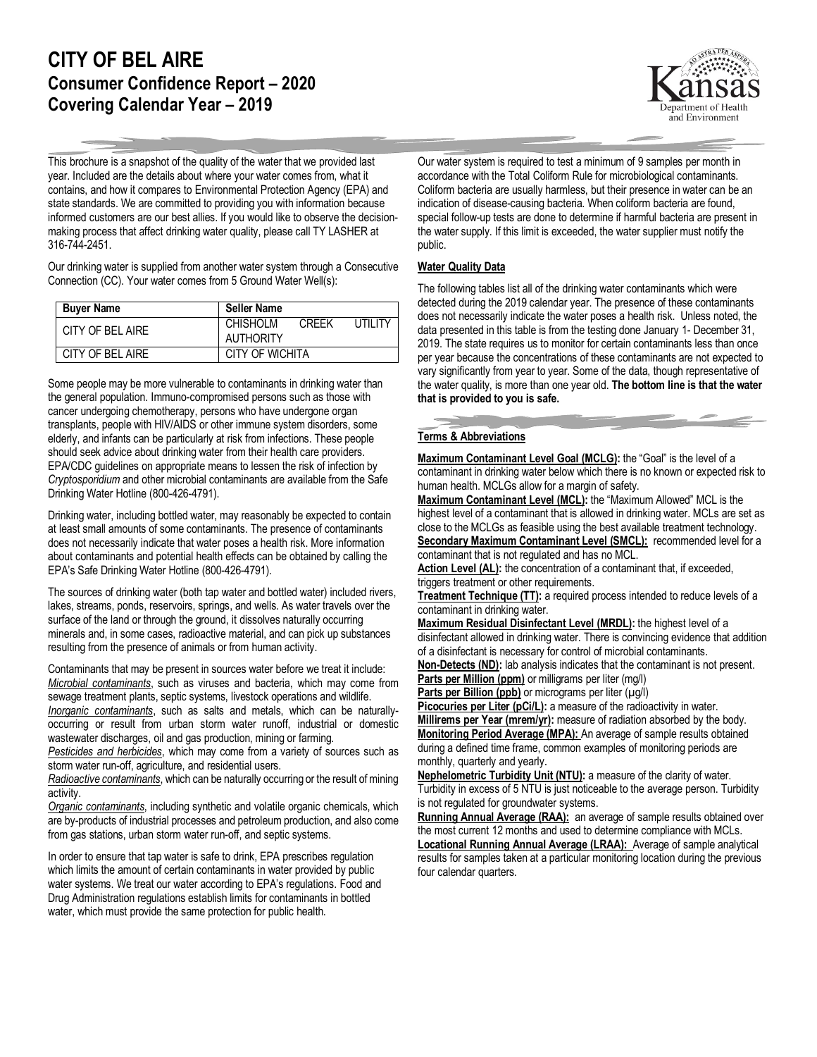# CITY OF BEL AIRE

## Consumer Confidence Report – 2020

## Covering Calendar Year – 2019

This brochure is a snapshot of the quality of the water that we provided last year. Included are the details about where your water comes from, what it contains, and how it compares to Environmental Protection Agency (EPA) and state standards. We are committed to providing you with information because informed customers are our best allies. If you would like to observe the decision-making process that affect drinking water quality, please call TY LASHER at 316-744-2451.

Our drinking water is supplied from another water system through a Consecutive Connection (CC). Your water comes from 5 Ground Water Well(s):

| Buyer Name | Seller Name |
|---|---|
| CITY OF BEL AIRE | CHISHOLM CREEK UTILITY AUTHORITY |
| CITY OF BEL AIRE | CITY OF WICHITA |

Some people may be more vulnerable to contaminants in drinking water than the general population. Immuno-compromised persons such as those with cancer undergoing chemotherapy, persons who have undergone organ transplants, people with HIV/AIDS or other immune system disorders, some elderly, and infants can be particularly at risk from infections. These people should seek advice about drinking water from their health care providers. EPA/CDC guidelines on appropriate means to lessen the risk of infection by *Cryptosporidium* and other microbial contaminants are available from the Safe Drinking Water Hotline (800-426-4791).

Drinking water, including bottled water, may reasonably be expected to contain at least small amounts of some contaminants. The presence of contaminants does not necessarily indicate that water poses a health risk. More information about contaminants and potential health effects can be obtained by calling the EPA's Safe Drinking Water Hotline (800-426-4791).

The sources of drinking water (both tap water and bottled water) included rivers, lakes, streams, ponds, reservoirs, springs, and wells. As water travels over the surface of the land or through the ground, it dissolves naturally occurring minerals and, in some cases, radioactive material, and can pick up substances resulting from the presence of animals or from human activity.

Contaminants that may be present in sources water before we treat it include:

*Microbial contaminants*, such as viruses and bacteria, which may come from sewage treatment plants, septic systems, livestock operations and wildlife.

*Inorganic contaminants*, such as salts and metals, which can be naturally-occurring or result from urban storm water runoff, industrial or domestic wastewater discharges, oil and gas production, mining or farming.

*Pesticides and herbicides*, which may come from a variety of sources such as storm water run-off, agriculture, and residential users.

*Radioactive contaminants*, which can be naturally occurring or the result of mining activity.

*Organic contaminants*, including synthetic and volatile organic chemicals, which are by-products of industrial processes and petroleum production, and also come from gas stations, urban storm water run-off, and septic systems.

In order to ensure that tap water is safe to drink, EPA prescribes regulation which limits the amount of certain contaminants in water provided by public water systems. We treat our water according to EPA's regulations. Food and Drug Administration regulations establish limits for contaminants in bottled water, which must provide the same protection for public health.

Our water system is required to test a minimum of 9 samples per month in accordance with the Total Coliform Rule for microbiological contaminants. Coliform bacteria are usually harmless, but their presence in water can be an indication of disease-causing bacteria. When coliform bacteria are found, special follow-up tests are done to determine if harmful bacteria are present in the water supply. If this limit is exceeded, the water supplier must notify the public.

### Water Quality Data

The following tables list all of the drinking water contaminants which were detected during the 2019 calendar year. The presence of these contaminants does not necessarily indicate the water poses a health risk. Unless noted, the data presented in this table is from the testing done January 1- December 31, 2019. The state requires us to monitor for certain contaminants less than once per year because the concentrations of these contaminants are not expected to vary significantly from year to year. Some of the data, though representative of the water quality, is more than one year old. **The bottom line is that the water that is provided to you is safe.**

### Terms & Abbreviations

**Maximum Contaminant Level Goal (MCLG):** the "Goal" is the level of a contaminant in drinking water below which there is no known or expected risk to human health. MCLGs allow for a margin of safety.

**Maximum Contaminant Level (MCL):** the "Maximum Allowed" MCL is the highest level of a contaminant that is allowed in drinking water. MCLs are set as close to the MCLGs as feasible using the best available treatment technology.

**Secondary Maximum Contaminant Level (SMCL):** recommended level for a contaminant that is not regulated and has no MCL.

**Action Level (AL):** the concentration of a contaminant that, if exceeded, triggers treatment or other requirements.

**Treatment Technique (TT):** a required process intended to reduce levels of a contaminant in drinking water.

**Maximum Residual Disinfectant Level (MRDL):** the highest level of a disinfectant allowed in drinking water. There is convincing evidence that addition of a disinfectant is necessary for control of microbial contaminants.

**Non-Detects (ND):** lab analysis indicates that the contaminant is not present.

**Parts per Million (ppm)** or milligrams per liter (mg/l)

**Parts per Billion (ppb)** or micrograms per liter (µg/l)

**Picocuries per Liter (pCi/L):** a measure of the radioactivity in water.

**Millirems per Year (mrem/yr):** measure of radiation absorbed by the body.

**Monitoring Period Average (MPA):** An average of sample results obtained during a defined time frame, common examples of monitoring periods are monthly, quarterly and yearly.

**Nephelometric Turbidity Unit (NTU):** a measure of the clarity of water. Turbidity in excess of 5 NTU is just noticeable to the average person. Turbidity is not regulated for groundwater systems.

**Running Annual Average (RAA):** an average of sample results obtained over the most current 12 months and used to determine compliance with MCLs.

**Locational Running Annual Average (LRAA):** Average of sample analytical results for samples taken at a particular monitoring location during the previous four calendar quarters.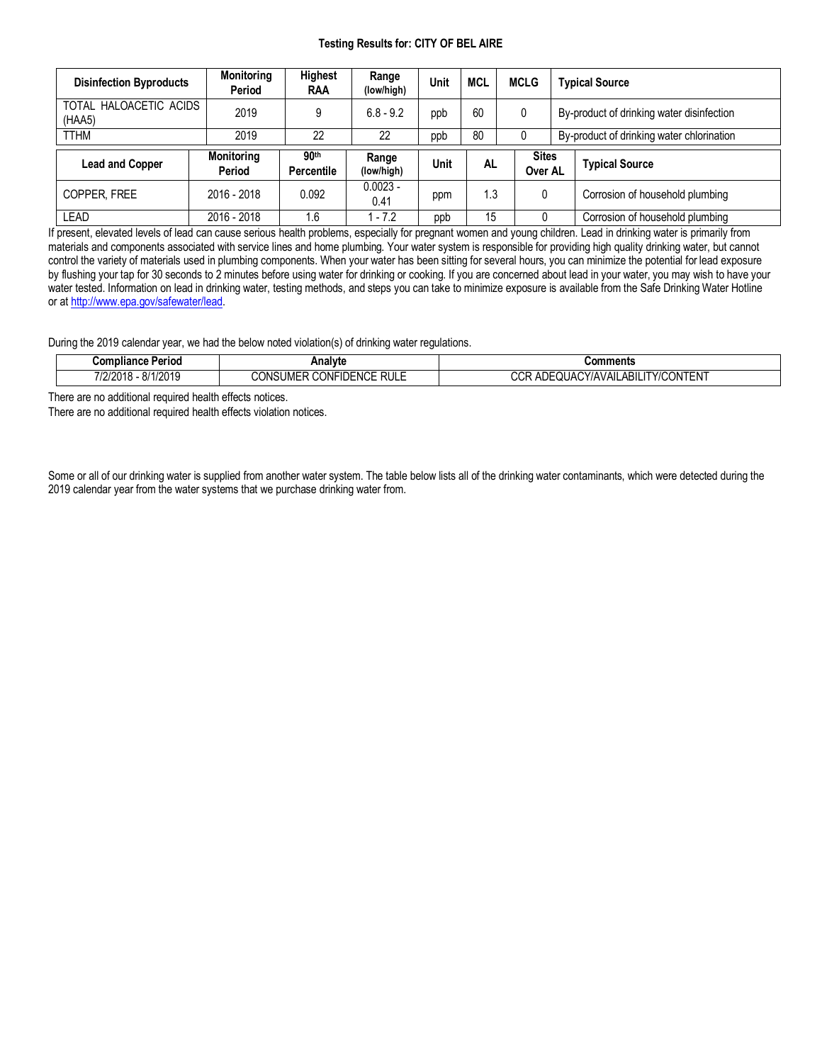**Testing Results for: CITY OF BEL AIRE**

| Disinfection Byproducts | Monitoring Period | Highest RAA | Range (low/high) | Unit | MCL | MCLG | Typical Source |
|---|---|---|---|---|---|---|---|
| TOTAL HALOACETIC ACIDS (HAA5) | 2019 | 9 | 6.8 - 9.2 | ppb | 60 | 0 | By-product of drinking water disinfection |
| TTHM | 2019 | 22 | 22 | ppb | 80 | 0 | By-product of drinking water chlorination |

| Lead and Copper | Monitoring Period | 90th Percentile | Range (low/high) | Unit | AL | Sites Over AL | Typical Source |
|---|---|---|---|---|---|---|---|
| COPPER, FREE | 2016 - 2018 | 0.092 | 0.0023 - 0.41 | ppm | 1.3 | 0 | Corrosion of household plumbing |
| LEAD | 2016 - 2018 | 1.6 | 1 - 7.2 | ppb | 15 | 0 | Corrosion of household plumbing |

If present, elevated levels of lead can cause serious health problems, especially for pregnant women and young children. Lead in drinking water is primarily from materials and components associated with service lines and home plumbing. Your water system is responsible for providing high quality drinking water, but cannot control the variety of materials used in plumbing components. When your water has been sitting for several hours, you can minimize the potential for lead exposure by flushing your tap for 30 seconds to 2 minutes before using water for drinking or cooking. If you are concerned about lead in your water, you may wish to have your water tested. Information on lead in drinking water, testing methods, and steps you can take to minimize exposure is available from the Safe Drinking Water Hotline or at http://www.epa.gov/safewater/lead.

During the 2019 calendar year, we had the below noted violation(s) of drinking water regulations.

| Compliance Period | Analyte | Comments |
|---|---|---|
| 7/2/2018 - 8/1/2019 | CONSUMER CONFIDENCE RULE | CCR ADEQUACY/AVAILABILITY/CONTENT |

There are no additional required health effects notices.

There are no additional required health effects violation notices.

Some or all of our drinking water is supplied from another water system. The table below lists all of the drinking water contaminants, which were detected during the 2019 calendar year from the water systems that we purchase drinking water from.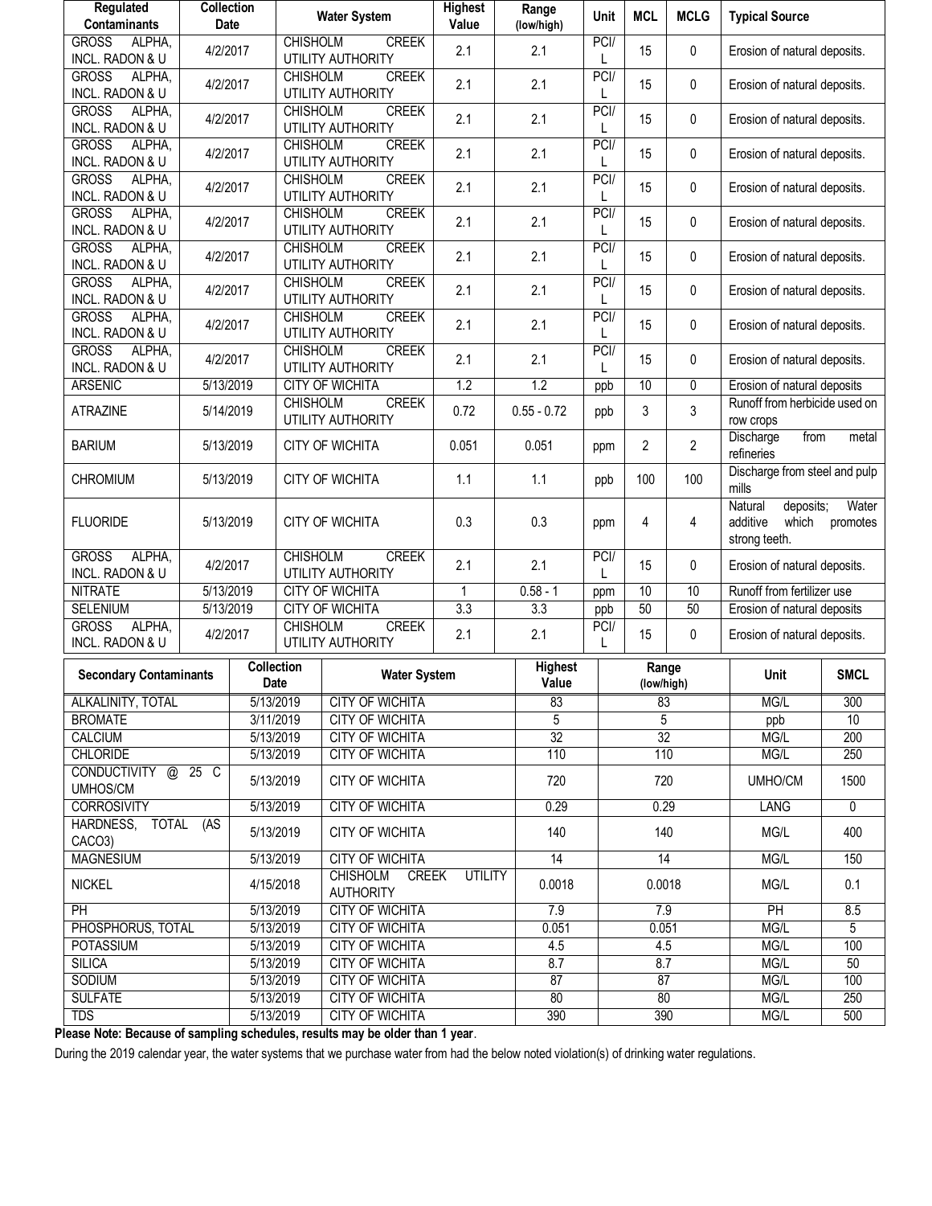| Regulated Contaminants | Collection Date | Water System | Highest Value | Range (low/high) | Unit | MCL | MCLG | Typical Source |
|---|---|---|---|---|---|---|---|---|
| GROSS ALPHA, INCL. RADON & U | 4/2/2017 | CHISHOLM CREEK UTILITY AUTHORITY | 2.1 | 2.1 | PCI/L | 15 | 0 | Erosion of natural deposits. |
| GROSS ALPHA, INCL. RADON & U | 4/2/2017 | CHISHOLM CREEK UTILITY AUTHORITY | 2.1 | 2.1 | PCI/L | 15 | 0 | Erosion of natural deposits. |
| GROSS ALPHA, INCL. RADON & U | 4/2/2017 | CHISHOLM CREEK UTILITY AUTHORITY | 2.1 | 2.1 | PCI/L | 15 | 0 | Erosion of natural deposits. |
| GROSS ALPHA, INCL. RADON & U | 4/2/2017 | CHISHOLM CREEK UTILITY AUTHORITY | 2.1 | 2.1 | PCI/L | 15 | 0 | Erosion of natural deposits. |
| GROSS ALPHA, INCL. RADON & U | 4/2/2017 | CHISHOLM CREEK UTILITY AUTHORITY | 2.1 | 2.1 | PCI/L | 15 | 0 | Erosion of natural deposits. |
| GROSS ALPHA, INCL. RADON & U | 4/2/2017 | CHISHOLM CREEK UTILITY AUTHORITY | 2.1 | 2.1 | PCI/L | 15 | 0 | Erosion of natural deposits. |
| GROSS ALPHA, INCL. RADON & U | 4/2/2017 | CHISHOLM CREEK UTILITY AUTHORITY | 2.1 | 2.1 | PCI/L | 15 | 0 | Erosion of natural deposits. |
| GROSS ALPHA, INCL. RADON & U | 4/2/2017 | CHISHOLM CREEK UTILITY AUTHORITY | 2.1 | 2.1 | PCI/L | 15 | 0 | Erosion of natural deposits. |
| GROSS ALPHA, INCL. RADON & U | 4/2/2017 | CHISHOLM CREEK UTILITY AUTHORITY | 2.1 | 2.1 | PCI/L | 15 | 0 | Erosion of natural deposits. |
| GROSS ALPHA, INCL. RADON & U | 4/2/2017 | CHISHOLM CREEK UTILITY AUTHORITY | 2.1 | 2.1 | PCI/L | 15 | 0 | Erosion of natural deposits. |
| ARSENIC | 5/13/2019 | CITY OF WICHITA | 1.2 | 1.2 | ppb | 10 | 0 | Erosion of natural deposits |
| ATRAZINE | 5/14/2019 | CHISHOLM CREEK UTILITY AUTHORITY | 0.72 | 0.55 - 0.72 | ppb | 3 | 3 | Runoff from herbicide used on row crops |
| BARIUM | 5/13/2019 | CITY OF WICHITA | 0.051 | 0.051 | ppm | 2 | 2 | Discharge from metal refineries |
| CHROMIUM | 5/13/2019 | CITY OF WICHITA | 1.1 | 1.1 | ppb | 100 | 100 | Discharge from steel and pulp mills |
| FLUORIDE | 5/13/2019 | CITY OF WICHITA | 0.3 | 0.3 | ppm | 4 | 4 | Natural deposits; Water additive which promotes strong teeth. |
| GROSS ALPHA, INCL. RADON & U | 4/2/2017 | CHISHOLM CREEK UTILITY AUTHORITY | 2.1 | 2.1 | PCI/L | 15 | 0 | Erosion of natural deposits. |
| NITRATE | 5/13/2019 | CITY OF WICHITA | 1 | 0.58 - 1 | ppm | 10 | 10 | Runoff from fertilizer use |
| SELENIUM | 5/13/2019 | CITY OF WICHITA | 3.3 | 3.3 | ppb | 50 | 50 | Erosion of natural deposits |
| GROSS ALPHA, INCL. RADON & U | 4/2/2017 | CHISHOLM CREEK UTILITY AUTHORITY | 2.1 | 2.1 | PCI/L | 15 | 0 | Erosion of natural deposits. |

| Secondary Contaminants | Collection Date | Water System | Highest Value | Range (low/high) | Unit | SMCL |
|---|---|---|---|---|---|---|
| ALKALINITY, TOTAL | 5/13/2019 | CITY OF WICHITA | 83 | 83 | MG/L | 300 |
| BROMATE | 3/11/2019 | CITY OF WICHITA | 5 | 5 | ppb | 10 |
| CALCIUM | 5/13/2019 | CITY OF WICHITA | 32 | 32 | MG/L | 200 |
| CHLORIDE | 5/13/2019 | CITY OF WICHITA | 110 | 110 | MG/L | 250 |
| CONDUCTIVITY @ 25 C UMHOS/CM | 5/13/2019 | CITY OF WICHITA | 720 | 720 | UMHO/CM | 1500 |
| CORROSIVITY | 5/13/2019 | CITY OF WICHITA | 0.29 | 0.29 | LANG | 0 |
| HARDNESS, TOTAL (AS CACO3) | 5/13/2019 | CITY OF WICHITA | 140 | 140 | MG/L | 400 |
| MAGNESIUM | 5/13/2019 | CITY OF WICHITA | 14 | 14 | MG/L | 150 |
| NICKEL | 4/15/2018 | CHISHOLM CREEK UTILITY AUTHORITY | 0.0018 | 0.0018 | MG/L | 0.1 |
| PH | 5/13/2019 | CITY OF WICHITA | 7.9 | 7.9 | PH | 8.5 |
| PHOSPHORUS, TOTAL | 5/13/2019 | CITY OF WICHITA | 0.051 | 0.051 | MG/L | 5 |
| POTASSIUM | 5/13/2019 | CITY OF WICHITA | 4.5 | 4.5 | MG/L | 100 |
| SILICA | 5/13/2019 | CITY OF WICHITA | 8.7 | 8.7 | MG/L | 50 |
| SODIUM | 5/13/2019 | CITY OF WICHITA | 87 | 87 | MG/L | 100 |
| SULFATE | 5/13/2019 | CITY OF WICHITA | 80 | 80 | MG/L | 250 |
| TDS | 5/13/2019 | CITY OF WICHITA | 390 | 390 | MG/L | 500 |

**Please Note: Because of sampling schedules, results may be older than 1 year**.

During the 2019 calendar year, the water systems that we purchase water from had the below noted violation(s) of drinking water regulations.